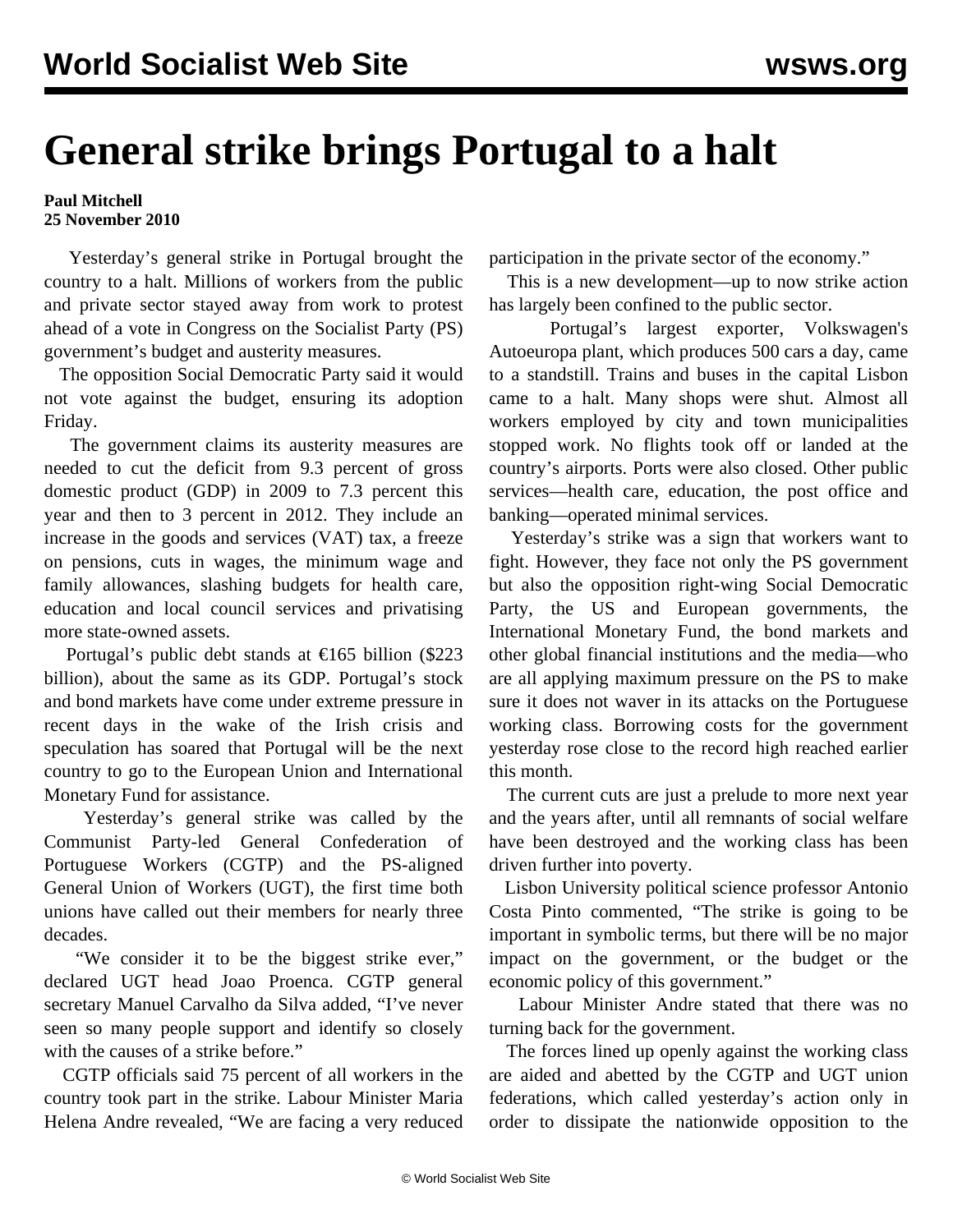// Thinking omitted for brevity.
# General strike brings Portugal to a halt

**Paul Mitchell**
**25 November 2010**

Yesterday's general strike in Portugal brought the country to a halt. Millions of workers from the public and private sector stayed away from work to protest ahead of a vote in Congress on the Socialist Party (PS) government's budget and austerity measures.

The opposition Social Democratic Party said it would not vote against the budget, ensuring its adoption Friday.

The government claims its austerity measures are needed to cut the deficit from 9.3 percent of gross domestic product (GDP) in 2009 to 7.3 percent this year and then to 3 percent in 2012. They include an increase in the goods and services (VAT) tax, a freeze on pensions, cuts in wages, the minimum wage and family allowances, slashing budgets for health care, education and local council services and privatising more state-owned assets.

Portugal's public debt stands at €165 billion ($223 billion), about the same as its GDP. Portugal's stock and bond markets have come under extreme pressure in recent days in the wake of the Irish crisis and speculation has soared that Portugal will be the next country to go to the European Union and International Monetary Fund for assistance.

Yesterday's general strike was called by the Communist Party-led General Confederation of Portuguese Workers (CGTP) and the PS-aligned General Union of Workers (UGT), the first time both unions have called out their members for nearly three decades.

"We consider it to be the biggest strike ever," declared UGT head Joao Proenca. CGTP general secretary Manuel Carvalho da Silva added, "I've never seen so many people support and identify so closely with the causes of a strike before."

CGTP officials said 75 percent of all workers in the country took part in the strike. Labour Minister Maria Helena Andre revealed, "We are facing a very reduced participation in the private sector of the economy."

This is a new development—up to now strike action has largely been confined to the public sector.

Portugal's largest exporter, Volkswagen's Autoeuropa plant, which produces 500 cars a day, came to a standstill. Trains and buses in the capital Lisbon came to a halt. Many shops were shut. Almost all workers employed by city and town municipalities stopped work. No flights took off or landed at the country's airports. Ports were also closed. Other public services—health care, education, the post office and banking—operated minimal services.

Yesterday's strike was a sign that workers want to fight. However, they face not only the PS government but also the opposition right-wing Social Democratic Party, the US and European governments, the International Monetary Fund, the bond markets and other global financial institutions and the media—who are all applying maximum pressure on the PS to make sure it does not waver in its attacks on the Portuguese working class. Borrowing costs for the government yesterday rose close to the record high reached earlier this month.

The current cuts are just a prelude to more next year and the years after, until all remnants of social welfare have been destroyed and the working class has been driven further into poverty.

Lisbon University political science professor Antonio Costa Pinto commented, "The strike is going to be important in symbolic terms, but there will be no major impact on the government, or the budget or the economic policy of this government."

Labour Minister Andre stated that there was no turning back for the government.

The forces lined up openly against the working class are aided and abetted by the CGTP and UGT union federations, which called yesterday's action only in order to dissipate the nationwide opposition to the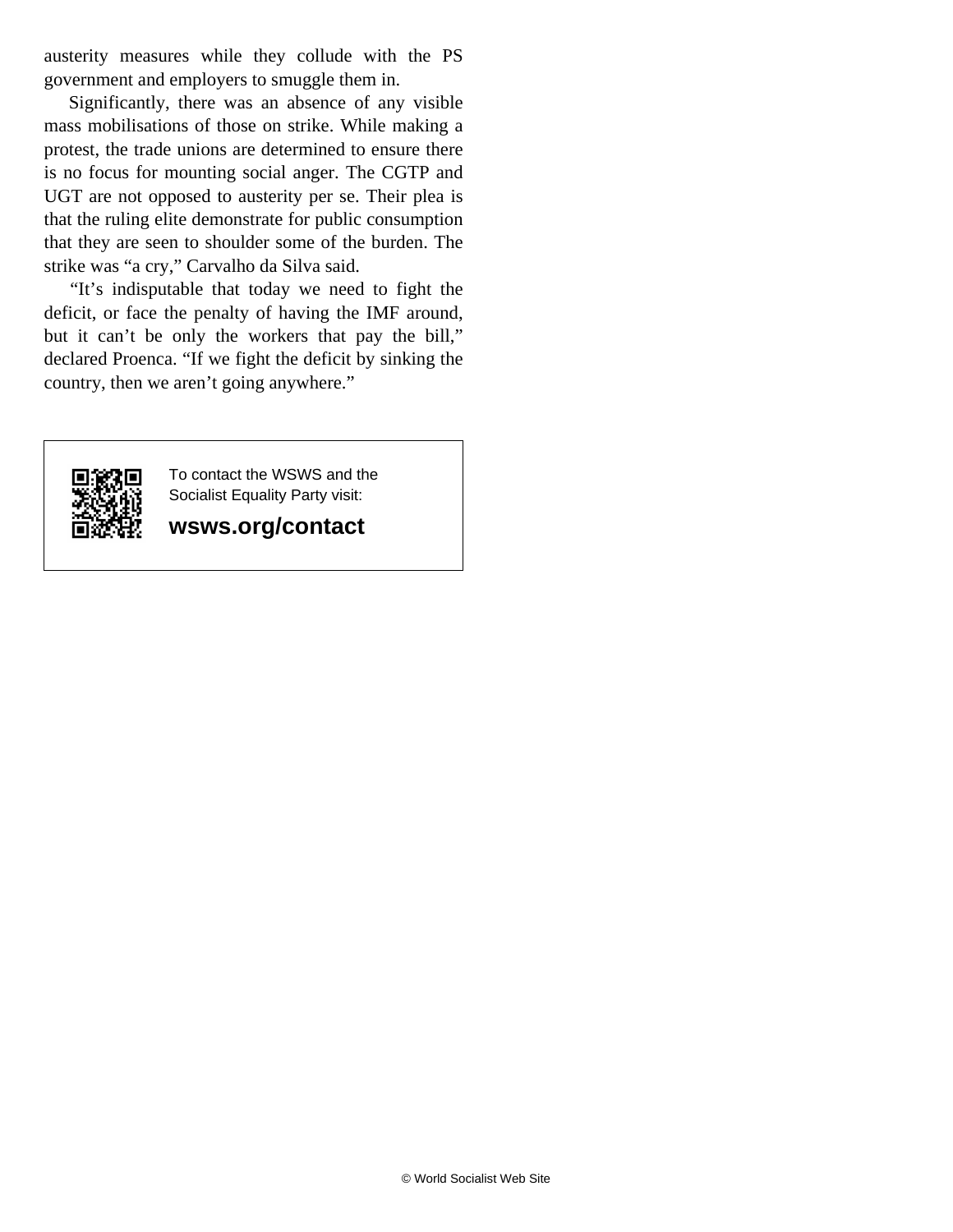austerity measures while they collude with the PS government and employers to smuggle them in.

Significantly, there was an absence of any visible mass mobilisations of those on strike. While making a protest, the trade unions are determined to ensure there is no focus for mounting social anger. The CGTP and UGT are not opposed to austerity per se. Their plea is that the ruling elite demonstrate for public consumption that they are seen to shoulder some of the burden. The strike was “a cry,” Carvalho da Silva said.

“It’s indisputable that today we need to fight the deficit, or face the penalty of having the IMF around, but it can’t be only the workers that pay the bill,” declared Proenca. “If we fight the deficit by sinking the country, then we aren’t going anywhere.”

To contact the WSWS and the Socialist Equality Party visit:

**wsws.org/contact**